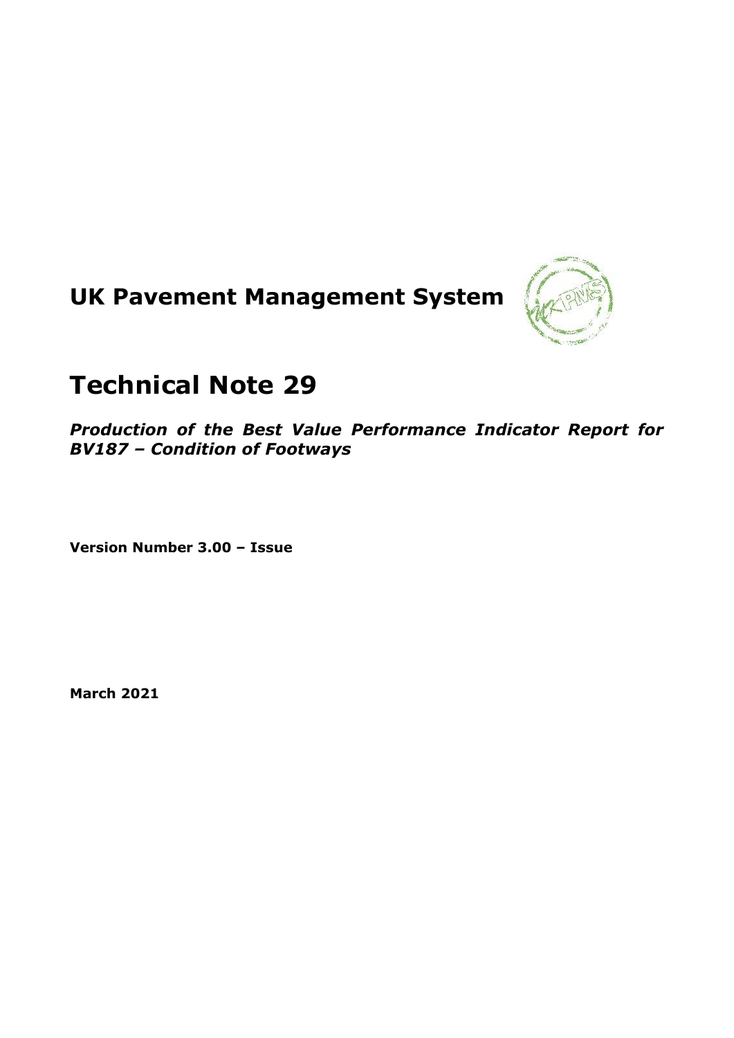# UK Pavement Management System

# Technical Note 29

***Production of the Best Value Performance Indicator Report for BV187 – Condition of Footways***

**Version Number 3.00 – Issue**

**March 2021**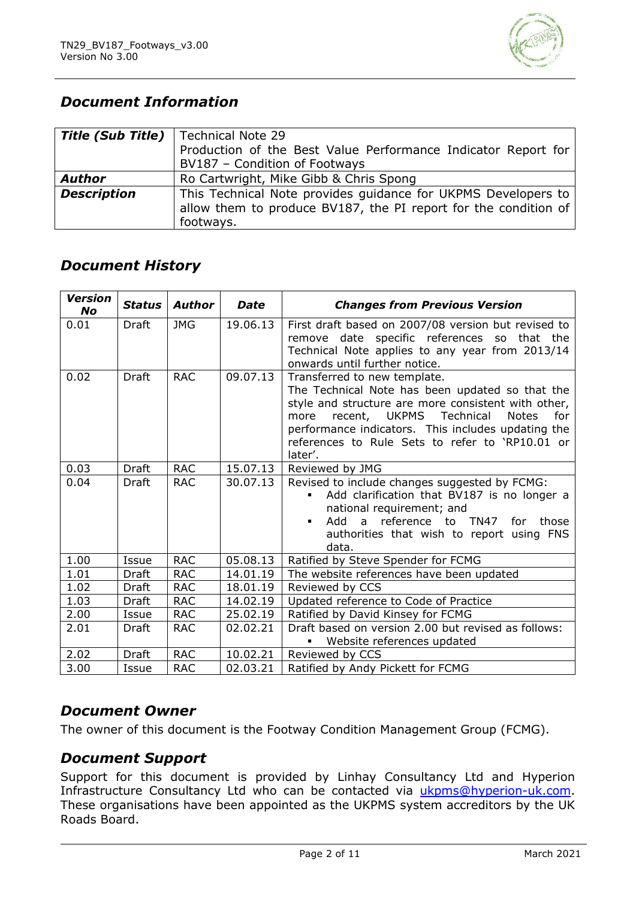## *Document Information*

| ***Title (Sub Title)*** | Technical Note 29<br>Production of the Best Value Performance Indicator Report for BV187 – Condition of Footways |
|---|---|
| ***Author*** | Ro Cartwright, Mike Gibb & Chris Spong |
| ***Description*** | This Technical Note provides guidance for UKPMS Developers to allow them to produce BV187, the PI report for the condition of footways. |

## *Document History*

| *Version No* | *Status* | *Author* | *Date* | *Changes from Previous Version* |
|---|---|---|---|---|
| 0.01 | Draft | JMG | 19.06.13 | First draft based on 2007/08 version but revised to remove date specific references so that the Technical Note applies to any year from 2013/14 onwards until further notice. |
| 0.02 | Draft | RAC | 09.07.13 | Transferred to new template.<br>The Technical Note has been updated so that the style and structure are more consistent with other, more recent, UKPMS Technical Notes for performance indicators. This includes updating the references to Rule Sets to refer to 'RP10.01 or later'. |
| 0.03 | Draft | RAC | 15.07.13 | Reviewed by JMG |
| 0.04 | Draft | RAC | 30.07.13 | Revised to include changes suggested by FCMG:<br>▪ Add clarification that BV187 is no longer a national requirement; and<br>▪ Add a reference to TN47 for those authorities that wish to report using FNS data. |
| 1.00 | Issue | RAC | 05.08.13 | Ratified by Steve Spender for FCMG |
| 1.01 | Draft | RAC | 14.01.19 | The website references have been updated |
| 1.02 | Draft | RAC | 18.01.19 | Reviewed by CCS |
| 1.03 | Draft | RAC | 14.02.19 | Updated reference to Code of Practice |
| 2.00 | Issue | RAC | 25.02.19 | Ratified by David Kinsey for FCMG |
| 2.01 | Draft | RAC | 02.02.21 | Draft based on version 2.00 but revised as follows:<br>▪ Website references updated |
| 2.02 | Draft | RAC | 10.02.21 | Reviewed by CCS |
| 3.00 | Issue | RAC | 02.03.21 | Ratified by Andy Pickett for FCMG |

## *Document Owner*

The owner of this document is the Footway Condition Management Group (FCMG).

## *Document Support*

Support for this document is provided by Linhay Consultancy Ltd and Hyperion Infrastructure Consultancy Ltd who can be contacted via ukpms@hyperion-uk.com. These organisations have been appointed as the UKPMS system accreditors by the UK Roads Board.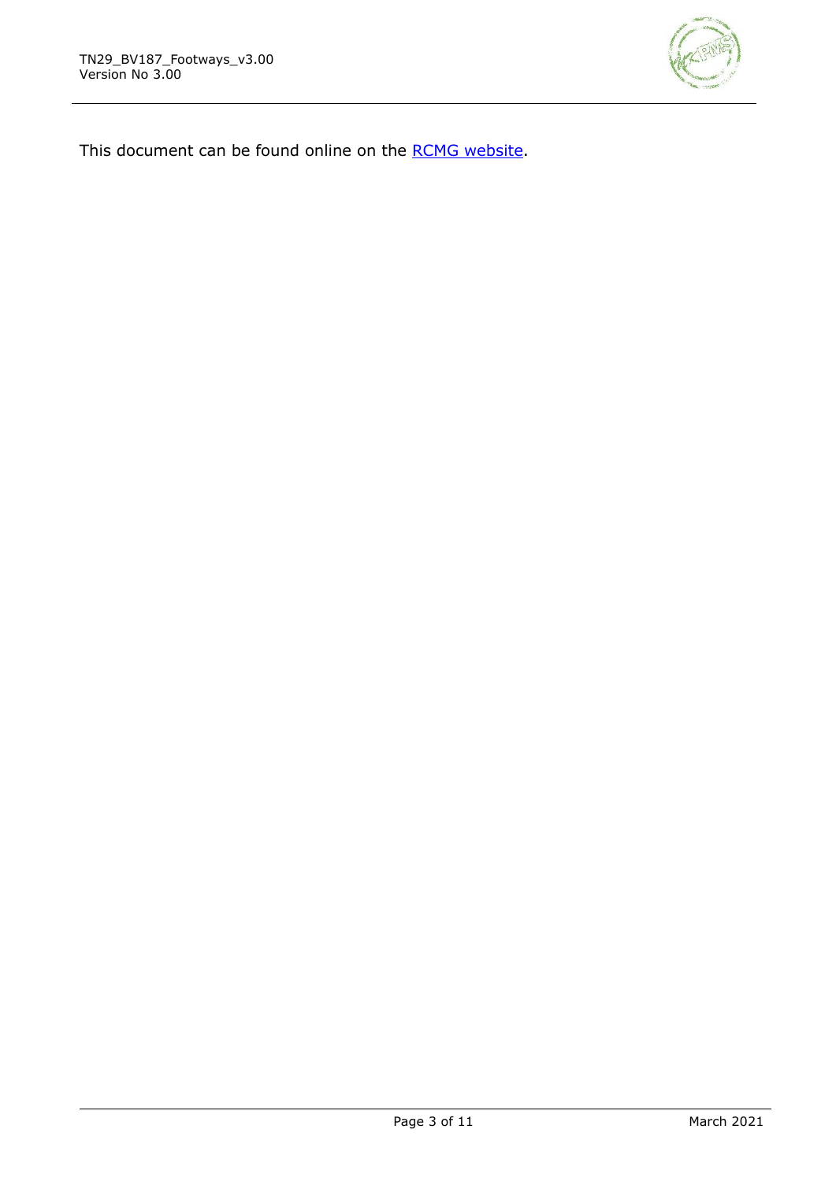This document can be found online on the [RCMG website].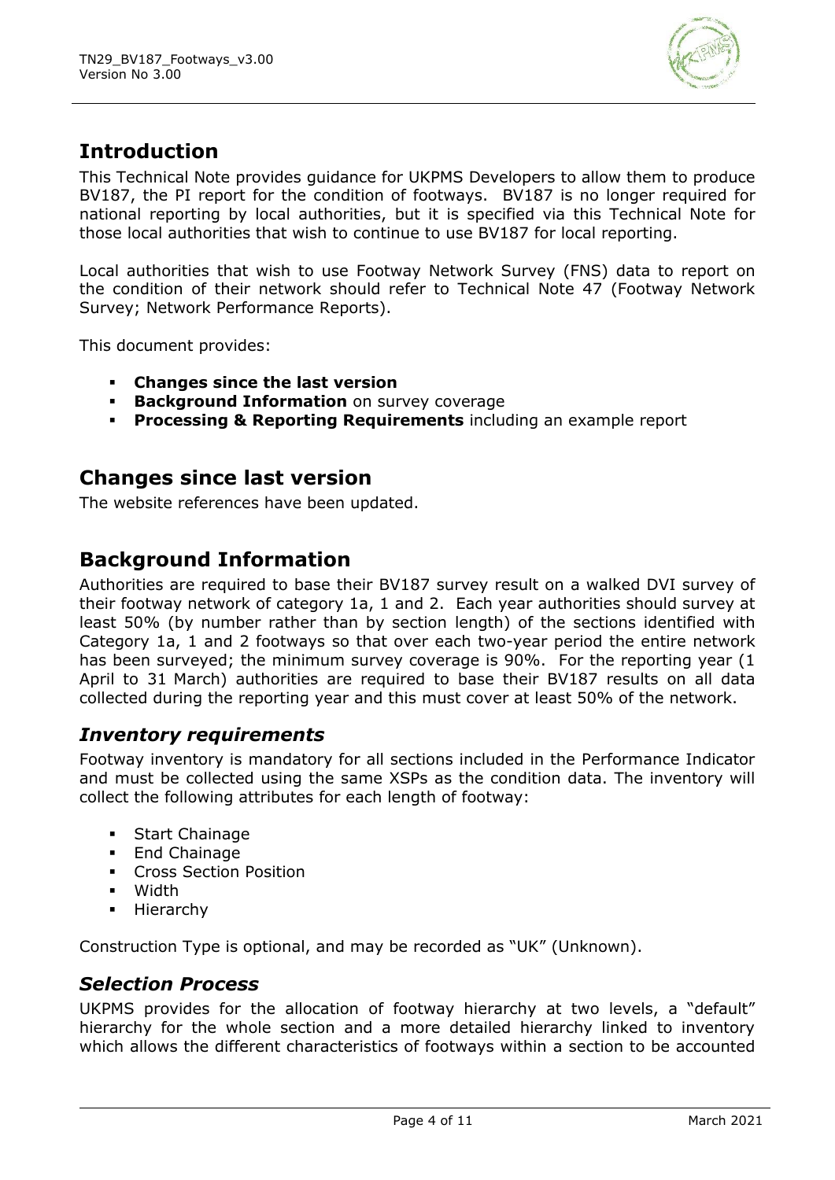## Introduction

This Technical Note provides guidance for UKPMS Developers to allow them to produce BV187, the PI report for the condition of footways. BV187 is no longer required for national reporting by local authorities, but it is specified via this Technical Note for those local authorities that wish to continue to use BV187 for local reporting.

Local authorities that wish to use Footway Network Survey (FNS) data to report on the condition of their network should refer to Technical Note 47 (Footway Network Survey; Network Performance Reports).

This document provides:

- **Changes since the last version**
- **Background Information** on survey coverage
- **Processing & Reporting Requirements** including an example report

## Changes since last version

The website references have been updated.

## Background Information

Authorities are required to base their BV187 survey result on a walked DVI survey of their footway network of category 1a, 1 and 2. Each year authorities should survey at least 50% (by number rather than by section length) of the sections identified with Category 1a, 1 and 2 footways so that over each two-year period the entire network has been surveyed; the minimum survey coverage is 90%. For the reporting year (1 April to 31 March) authorities are required to base their BV187 results on all data collected during the reporting year and this must cover at least 50% of the network.

### *Inventory requirements*

Footway inventory is mandatory for all sections included in the Performance Indicator and must be collected using the same XSPs as the condition data. The inventory will collect the following attributes for each length of footway:

- Start Chainage
- End Chainage
- Cross Section Position
- Width
- Hierarchy

Construction Type is optional, and may be recorded as "UK" (Unknown).

### *Selection Process*

UKPMS provides for the allocation of footway hierarchy at two levels, a "default" hierarchy for the whole section and a more detailed hierarchy linked to inventory which allows the different characteristics of footways within a section to be accounted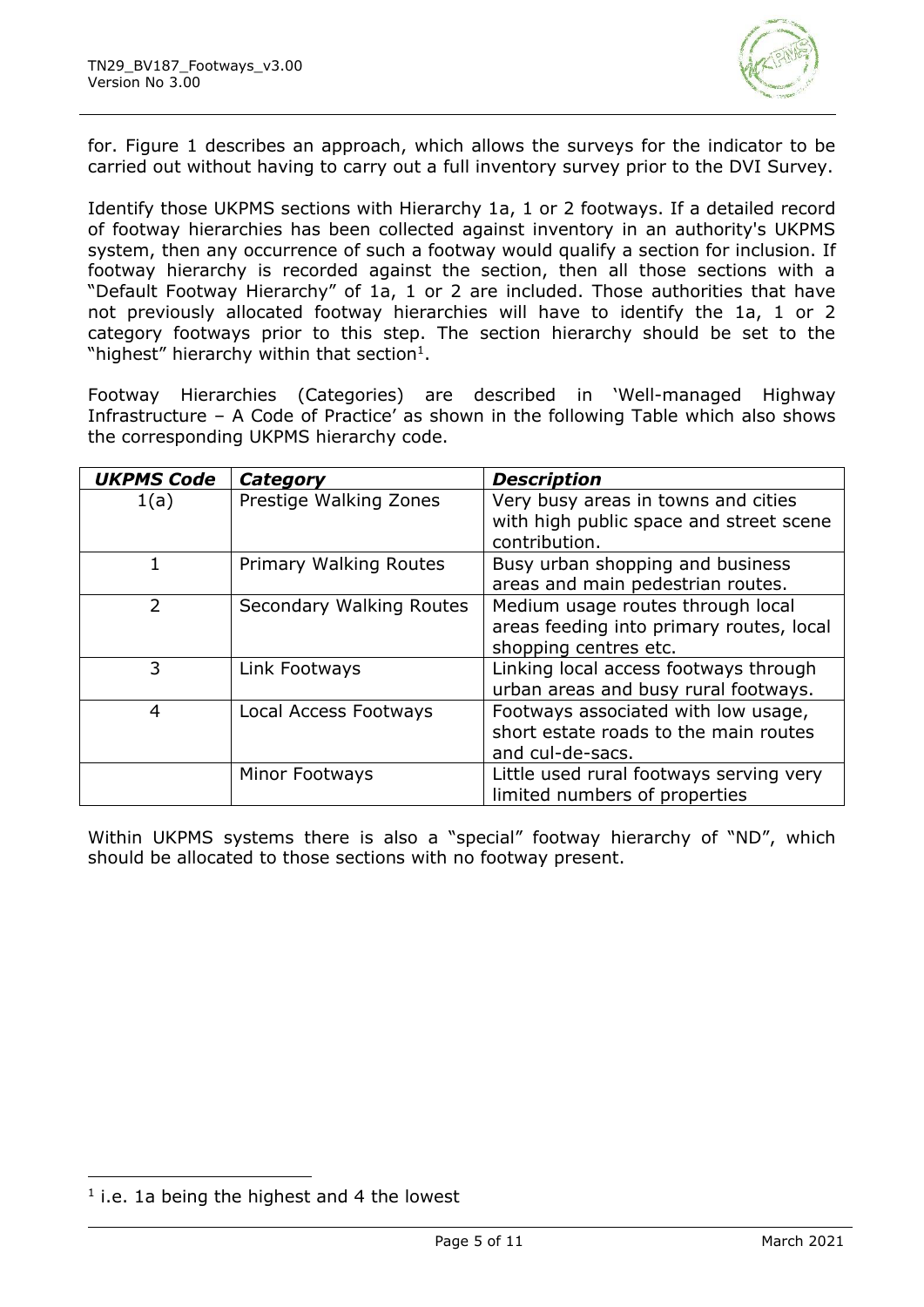for. Figure 1 describes an approach, which allows the surveys for the indicator to be carried out without having to carry out a full inventory survey prior to the DVI Survey.

Identify those UKPMS sections with Hierarchy 1a, 1 or 2 footways. If a detailed record of footway hierarchies has been collected against inventory in an authority's UKPMS system, then any occurrence of such a footway would qualify a section for inclusion. If footway hierarchy is recorded against the section, then all those sections with a "Default Footway Hierarchy" of 1a, 1 or 2 are included. Those authorities that have not previously allocated footway hierarchies will have to identify the 1a, 1 or 2 category footways prior to this step. The section hierarchy should be set to the "highest" hierarchy within that section[1].

Footway Hierarchies (Categories) are described in 'Well-managed Highway Infrastructure – A Code of Practice' as shown in the following Table which also shows the corresponding UKPMS hierarchy code.

| ***UKPMS Code*** | ***Category*** | ***Description*** |
|---|---|---|
| 1(a) | Prestige Walking Zones | Very busy areas in towns and cities with high public space and street scene contribution. |
| 1 | Primary Walking Routes | Busy urban shopping and business areas and main pedestrian routes. |
| 2 | Secondary Walking Routes | Medium usage routes through local areas feeding into primary routes, local shopping centres etc. |
| 3 | Link Footways | Linking local access footways through urban areas and busy rural footways. |
| 4 | Local Access Footways | Footways associated with low usage, short estate roads to the main routes and cul-de-sacs. |
| | Minor Footways | Little used rural footways serving very limited numbers of properties |

Within UKPMS systems there is also a "special" footway hierarchy of "ND", which should be allocated to those sections with no footway present.

[1] i.e. 1a being the highest and 4 the lowest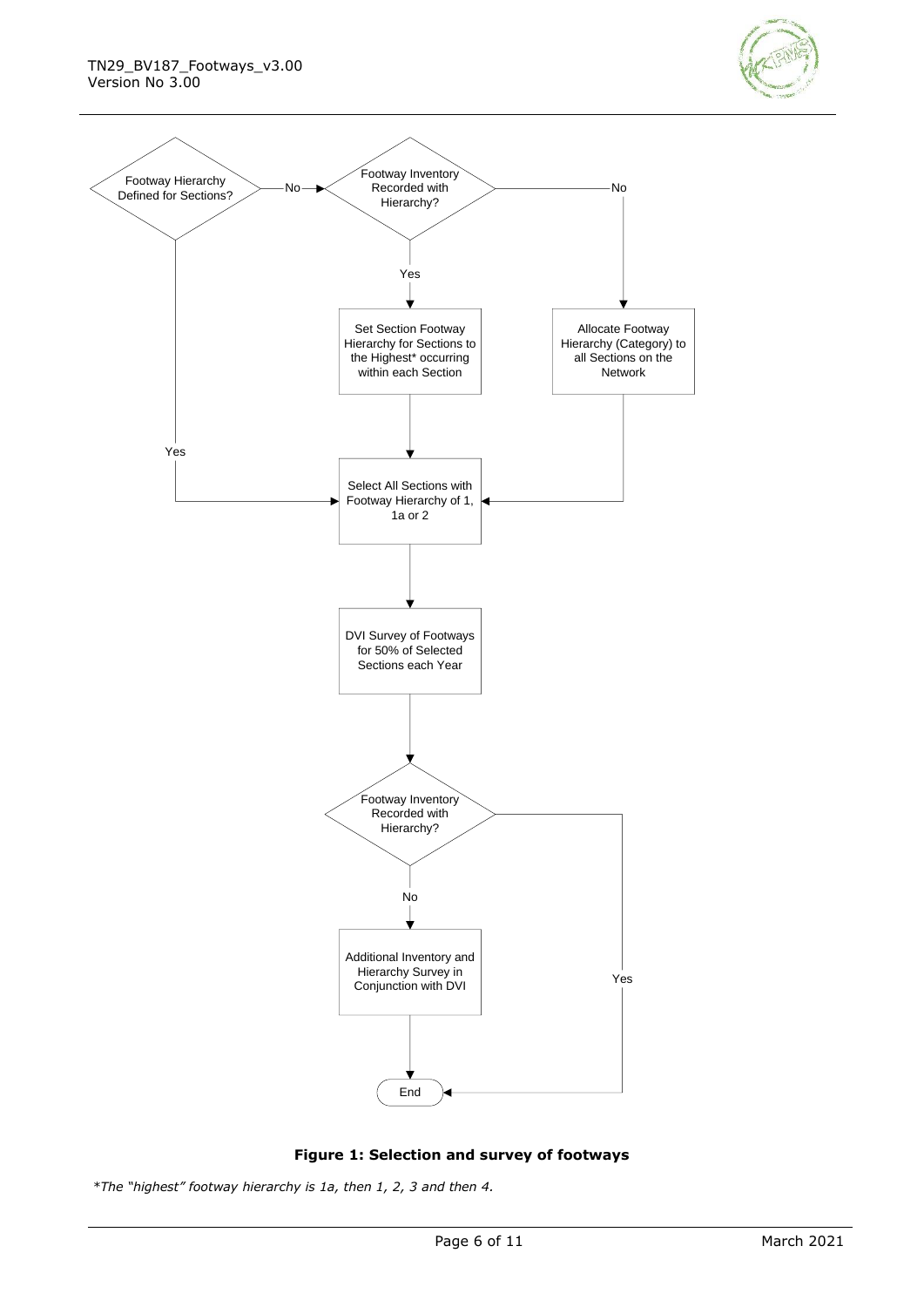Footway Hierarchy Defined for Sections?

No → Footway Inventory Recorded with Hierarchy?

No → Allocate Footway Hierarchy (Category) to all Sections on the Network

Yes → Set Section Footway Hierarchy for Sections to the Highest* occurring within each Section

Yes → Select All Sections with Footway Hierarchy of 1, 1a or 2

DVI Survey of Footways for 50% of Selected Sections each Year

Footway Inventory Recorded with Hierarchy?

No → Additional Inventory and Hierarchy Survey in Conjunction with DVI

Yes → End

**Figure 1: Selection and survey of footways**

*\*The "highest" footway hierarchy is 1a, then 1, 2, 3 and then 4.*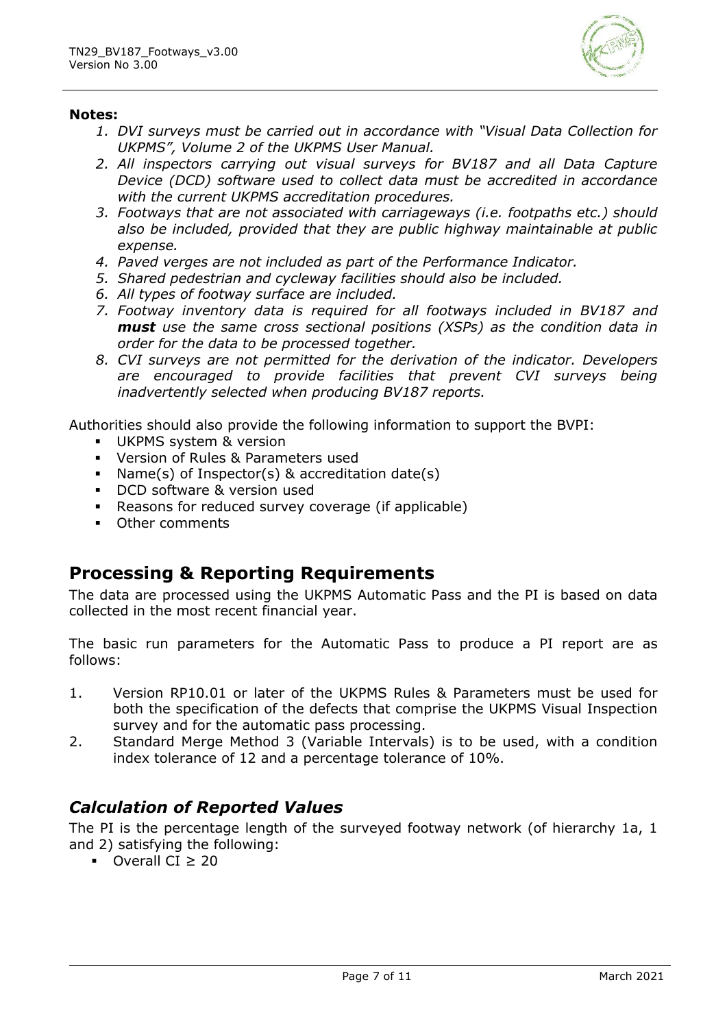**Notes:**

1. *DVI surveys must be carried out in accordance with "Visual Data Collection for UKPMS", Volume 2 of the UKPMS User Manual.*
2. *All inspectors carrying out visual surveys for BV187 and all Data Capture Device (DCD) software used to collect data must be accredited in accordance with the current UKPMS accreditation procedures.*
3. *Footways that are not associated with carriageways (i.e. footpaths etc.) should also be included, provided that they are public highway maintainable at public expense.*
4. *Paved verges are not included as part of the Performance Indicator.*
5. *Shared pedestrian and cycleway facilities should also be included.*
6. *All types of footway surface are included.*
7. *Footway inventory data is required for all footways included in BV187 and **must** use the same cross sectional positions (XSPs) as the condition data in order for the data to be processed together.*
8. *CVI surveys are not permitted for the derivation of the indicator. Developers are encouraged to provide facilities that prevent CVI surveys being inadvertently selected when producing BV187 reports.*

Authorities should also provide the following information to support the BVPI:

- UKPMS system & version
- Version of Rules & Parameters used
- Name(s) of Inspector(s) & accreditation date(s)
- DCD software & version used
- Reasons for reduced survey coverage (if applicable)
- Other comments

## Processing & Reporting Requirements

The data are processed using the UKPMS Automatic Pass and the PI is based on data collected in the most recent financial year.

The basic run parameters for the Automatic Pass to produce a PI report are as follows:

1. Version RP10.01 or later of the UKPMS Rules & Parameters must be used for both the specification of the defects that comprise the UKPMS Visual Inspection survey and for the automatic pass processing.
2. Standard Merge Method 3 (Variable Intervals) is to be used, with a condition index tolerance of 12 and a percentage tolerance of 10%.

### *Calculation of Reported Values*

The PI is the percentage length of the surveyed footway network (of hierarchy 1a, 1 and 2) satisfying the following:

- Overall CI $\geq$ 20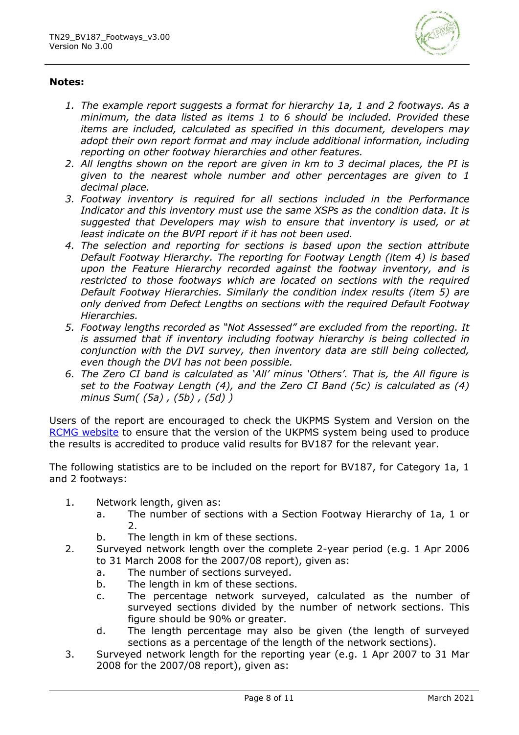**Notes:**

1. *The example report suggests a format for hierarchy 1a, 1 and 2 footways. As a minimum, the data listed as items 1 to 6 should be included. Provided these items are included, calculated as specified in this document, developers may adopt their own report format and may include additional information, including reporting on other footway hierarchies and other features.*
2. *All lengths shown on the report are given in km to 3 decimal places, the PI is given to the nearest whole number and other percentages are given to 1 decimal place.*
3. *Footway inventory is required for all sections included in the Performance Indicator and this inventory must use the same XSPs as the condition data. It is suggested that Developers may wish to ensure that inventory is used, or at least indicate on the BVPI report if it has not been used.*
4. *The selection and reporting for sections is based upon the section attribute Default Footway Hierarchy. The reporting for Footway Length (item 4) is based upon the Feature Hierarchy recorded against the footway inventory, and is restricted to those footways which are located on sections with the required Default Footway Hierarchies. Similarly the condition index results (item 5) are only derived from Defect Lengths on sections with the required Default Footway Hierarchies.*
5. *Footway lengths recorded as "Not Assessed" are excluded from the reporting. It is assumed that if inventory including footway hierarchy is being collected in conjunction with the DVI survey, then inventory data are still being collected, even though the DVI has not been possible.*
6. *The Zero CI band is calculated as 'All' minus 'Others'. That is, the All figure is set to the Footway Length (4), and the Zero CI Band (5c) is calculated as (4) minus Sum( (5a) , (5b) , (5d) )*

Users of the report are encouraged to check the UKPMS System and Version on the RCMG website to ensure that the version of the UKPMS system being used to produce the results is accredited to produce valid results for BV187 for the relevant year.

The following statistics are to be included on the report for BV187, for Category 1a, 1 and 2 footways:

1. Network length, given as:
   a. The number of sections with a Section Footway Hierarchy of 1a, 1 or 2.
   b. The length in km of these sections.
2. Surveyed network length over the complete 2-year period (e.g. 1 Apr 2006 to 31 March 2008 for the 2007/08 report), given as:
   a. The number of sections surveyed.
   b. The length in km of these sections.
   c. The percentage network surveyed, calculated as the number of surveyed sections divided by the number of network sections. This figure should be 90% or greater.
   d. The length percentage may also be given (the length of surveyed sections as a percentage of the length of the network sections).
3. Surveyed network length for the reporting year (e.g. 1 Apr 2007 to 31 Mar 2008 for the 2007/08 report), given as: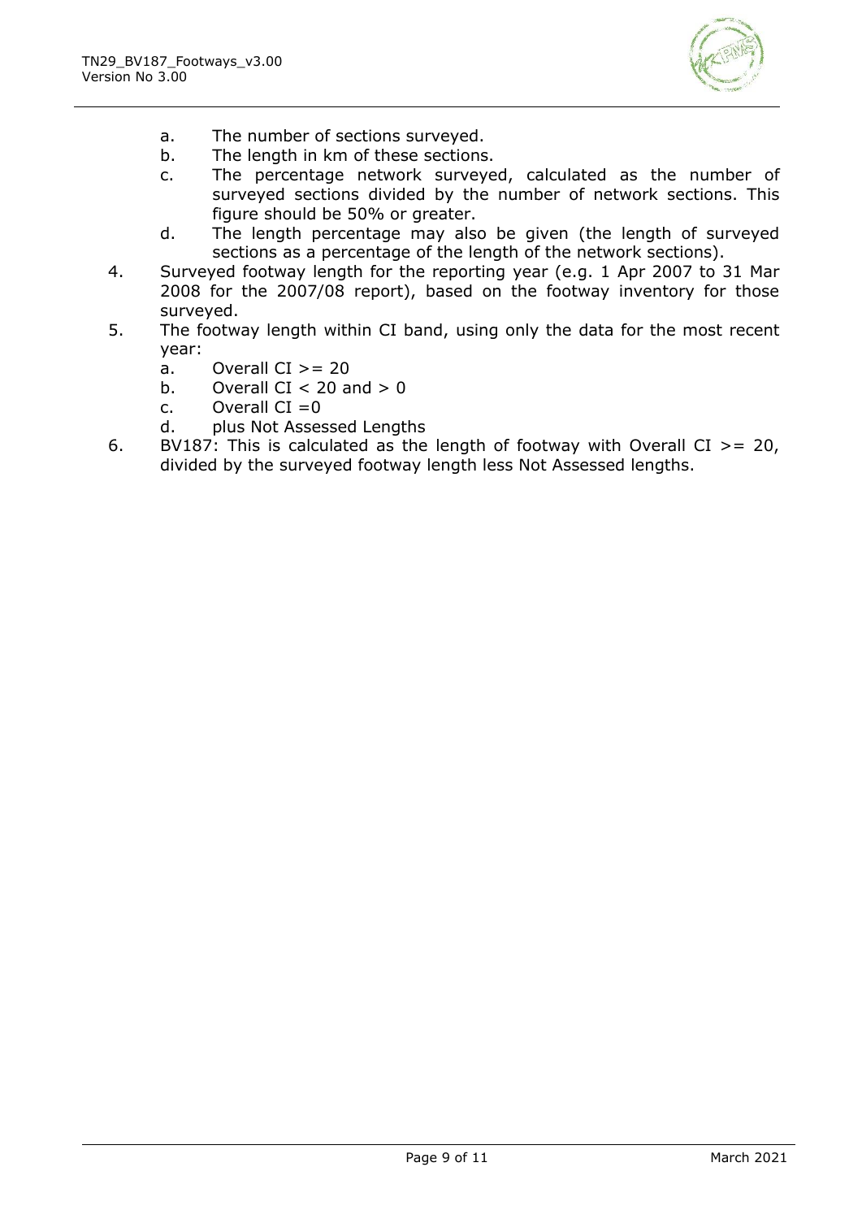a. The number of sections surveyed.
   b. The length in km of these sections.
   c. The percentage network surveyed, calculated as the number of surveyed sections divided by the number of network sections. This figure should be 50% or greater.
   d. The length percentage may also be given (the length of surveyed sections as a percentage of the length of the network sections).

4. Surveyed footway length for the reporting year (e.g. 1 Apr 2007 to 31 Mar 2008 for the 2007/08 report), based on the footway inventory for those surveyed.
5. The footway length within CI band, using only the data for the most recent year:
   a. Overall CI >= 20
   b. Overall CI < 20 and > 0
   c. Overall CI =0
   d. plus Not Assessed Lengths
6. BV187: This is calculated as the length of footway with Overall CI >= 20, divided by the surveyed footway length less Not Assessed lengths.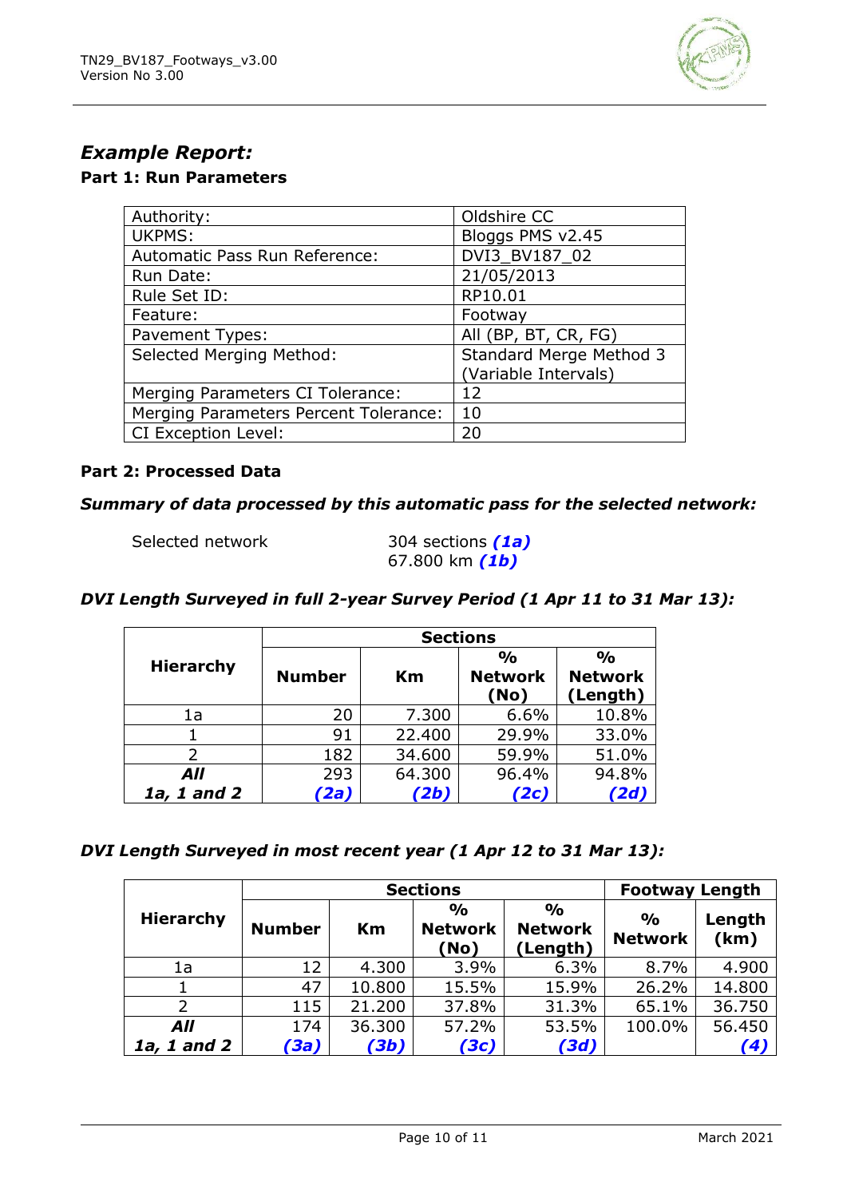## *Example Report:*

### Part 1: Run Parameters

| | |
|---|---|
| Authority: | Oldshire CC |
| UKPMS: | Bloggs PMS v2.45 |
| Automatic Pass Run Reference: | DVI3_BV187_02 |
| Run Date: | 21/05/2013 |
| Rule Set ID: | RP10.01 |
| Feature: | Footway |
| Pavement Types: | All (BP, BT, CR, FG) |
| Selected Merging Method: | Standard Merge Method 3 (Variable Intervals) |
| Merging Parameters CI Tolerance: | 12 |
| Merging Parameters Percent Tolerance: | 10 |
| CI Exception Level: | 20 |

### Part 2: Processed Data

***Summary of data processed by this automatic pass for the selected network:***

Selected network
304 sections ***(1a)***
67.800 km ***(1b)***

***DVI Length Surveyed in full 2-year Survey Period (1 Apr 11 to 31 Mar 13):***

| Hierarchy | Sections | | | |
|---|---|---|---|---|
| | **Number** | **Km** | **% Network (No)** | **% Network (Length)** |
| 1a | 20 | 7.300 | 6.6% | 10.8% |
| 1 | 91 | 22.400 | 29.9% | 33.0% |
| 2 | 182 | 34.600 | 59.9% | 51.0% |
| ***All 1a, 1 and 2*** | 293 ***(2a)*** | 64.300 ***(2b)*** | 96.4% ***(2c)*** | 94.8% ***(2d)*** |

***DVI Length Surveyed in most recent year (1 Apr 12 to 31 Mar 13):***

| Hierarchy | Sections | | | | Footway Length | |
|---|---|---|---|---|---|---|
| | **Number** | **Km** | **% Network (No)** | **% Network (Length)** | **% Network** | **Length (km)** |
| 1a | 12 | 4.300 | 3.9% | 6.3% | 8.7% | 4.900 |
| 1 | 47 | 10.800 | 15.5% | 15.9% | 26.2% | 14.800 |
| 2 | 115 | 21.200 | 37.8% | 31.3% | 65.1% | 36.750 |
| ***All 1a, 1 and 2*** | 174 ***(3a)*** | 36.300 ***(3b)*** | 57.2% ***(3c)*** | 53.5% ***(3d)*** | 100.0% | 56.450 ***(4)*** |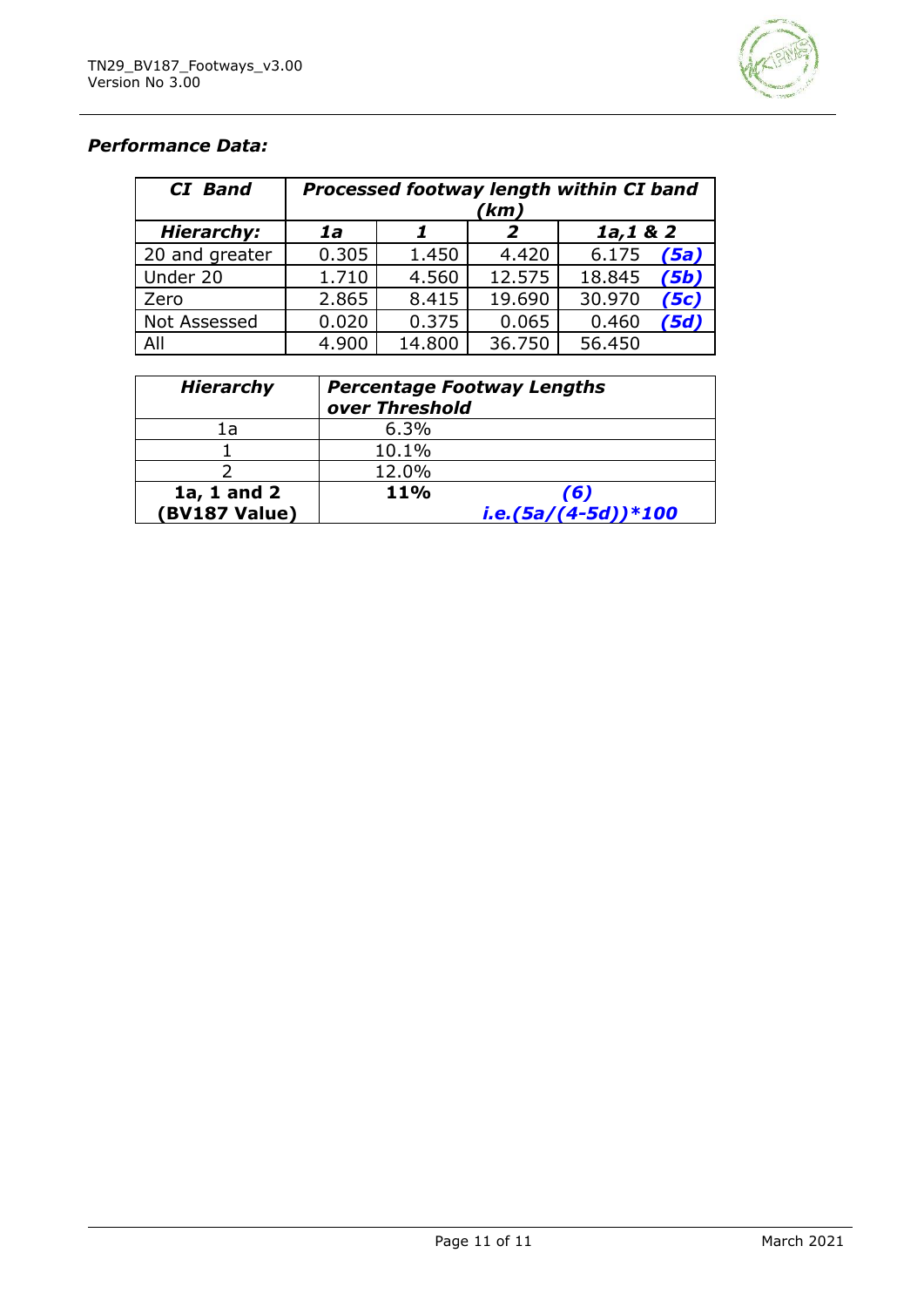***Performance Data:***

| ***CI Band*** | ***Processed footway length within CI band (km)*** | | | |
|---|---|---|---|---|
| ***Hierarchy:*** | ***1a*** | ***1*** | ***2*** | ***1a,1 & 2*** |
| 20 and greater | 0.305 | 1.450 | 4.420 | 6.175 ***(5a)*** |
| Under 20 | 1.710 | 4.560 | 12.575 | 18.845 ***(5b)*** |
| Zero | 2.865 | 8.415 | 19.690 | 30.970 ***(5c)*** |
| Not Assessed | 0.020 | 0.375 | 0.065 | 0.460 ***(5d)*** |
| All | 4.900 | 14.800 | 36.750 | 56.450 |

| ***Hierarchy*** | ***Percentage Footway Lengths over Threshold*** |
|---|---|
| 1a | 6.3% |
| 1 | 10.1% |
| 2 | 12.0% |
| **1a, 1 and 2 (BV187 Value)** | **11%** ***(6) i.e.(5a/(4-5d))*100*** |